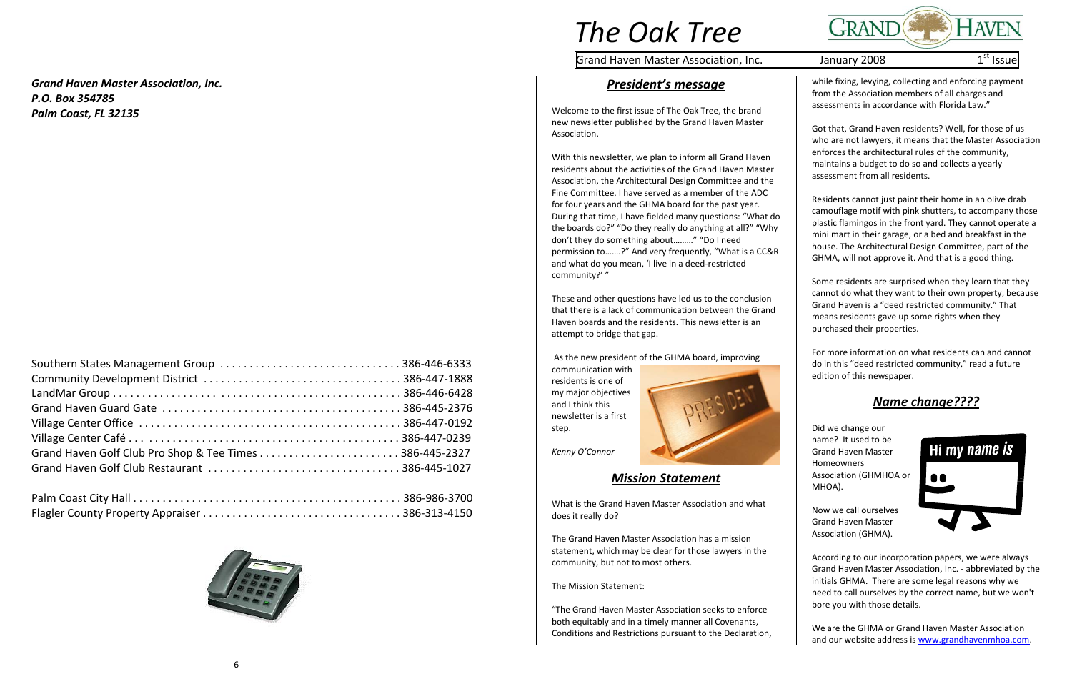*Grand Haven Master Association, Inc.*
*P.O. Box 354785*
*Palm Coast, FL 32135*

| | |
|---|---|
| Southern States Management Group | 386-446-6333 |
| Community Development District | 386-447-1888 |
| LandMar Group | 386-446-6428 |
| Grand Haven Guard Gate | 386-445-2376 |
| Village Center Office | 386-447-0192 |
| Village Center Café | 386-447-0239 |
| Grand Haven Golf Club Pro Shop & Tee Times | 386-445-2327 |
| Grand Haven Golf Club Restaurant | 386-445-1027 |
| Palm Coast City Hall | 386-986-3700 |
| Flagler County Property Appraiser | 386-313-4150 |

# The Oak Tree

Grand Haven Master Association, Inc. — January 2008 — 1st Issue

## *President's message*

Welcome to the first issue of The Oak Tree, the brand new newsletter published by the Grand Haven Master Association.

With this newsletter, we plan to inform all Grand Haven residents about the activities of the Grand Haven Master Association, the Architectural Design Committee and the Fine Committee. I have served as a member of the ADC for four years and the GHMA board for the past year. During that time, I have fielded many questions: "What do the boards do?" "Do they really do anything at all?" "Why don't they do something about………" "Do I need permission to…….?" And very frequently, "What is a CC&R and what do you mean, 'I live in a deed-restricted community?' "

These and other questions have led us to the conclusion that there is a lack of communication between the Grand Haven boards and the residents. This newsletter is an attempt to bridge that gap.

As the new president of the GHMA board, improving communication with residents is one of my major objectives and I think this newsletter is a first step.

*Kenny O'Connor*

## *Mission Statement*

What is the Grand Haven Master Association and what does it really do?

The Grand Haven Master Association has a mission statement, which may be clear for those lawyers in the community, but not to most others.

The Mission Statement:

"The Grand Haven Master Association seeks to enforce both equitably and in a timely manner all Covenants, Conditions and Restrictions pursuant to the Declaration, while fixing, levying, collecting and enforcing payment from the Association members of all charges and assessments in accordance with Florida Law."

Got that, Grand Haven residents? Well, for those of us who are not lawyers, it means that the Master Association enforces the architectural rules of the community, maintains a budget to do so and collects a yearly assessment from all residents.

Residents cannot just paint their home in an olive drab camouflage motif with pink shutters, to accompany those plastic flamingos in the front yard. They cannot operate a mini mart in their garage, or a bed and breakfast in the house. The Architectural Design Committee, part of the GHMA, will not approve it. And that is a good thing.

Some residents are surprised when they learn that they cannot do what they want to their own property, because Grand Haven is a "deed restricted community." That means residents gave up some rights when they purchased their properties.

For more information on what residents can and cannot do in this "deed restricted community," read a future edition of this newspaper.

## *Name change????*

Did we change our name? It used to be Grand Haven Master Homeowners Association (GHMHOA or MHOA).

Now we call ourselves Grand Haven Master Association (GHMA).

According to our incorporation papers, we were always Grand Haven Master Association, Inc. - abbreviated by the initials GHMA. There are some legal reasons why we need to call ourselves by the correct name, but we won't bore you with those details.

We are the GHMA or Grand Haven Master Association and our website address is www.grandhavenmhoa.com.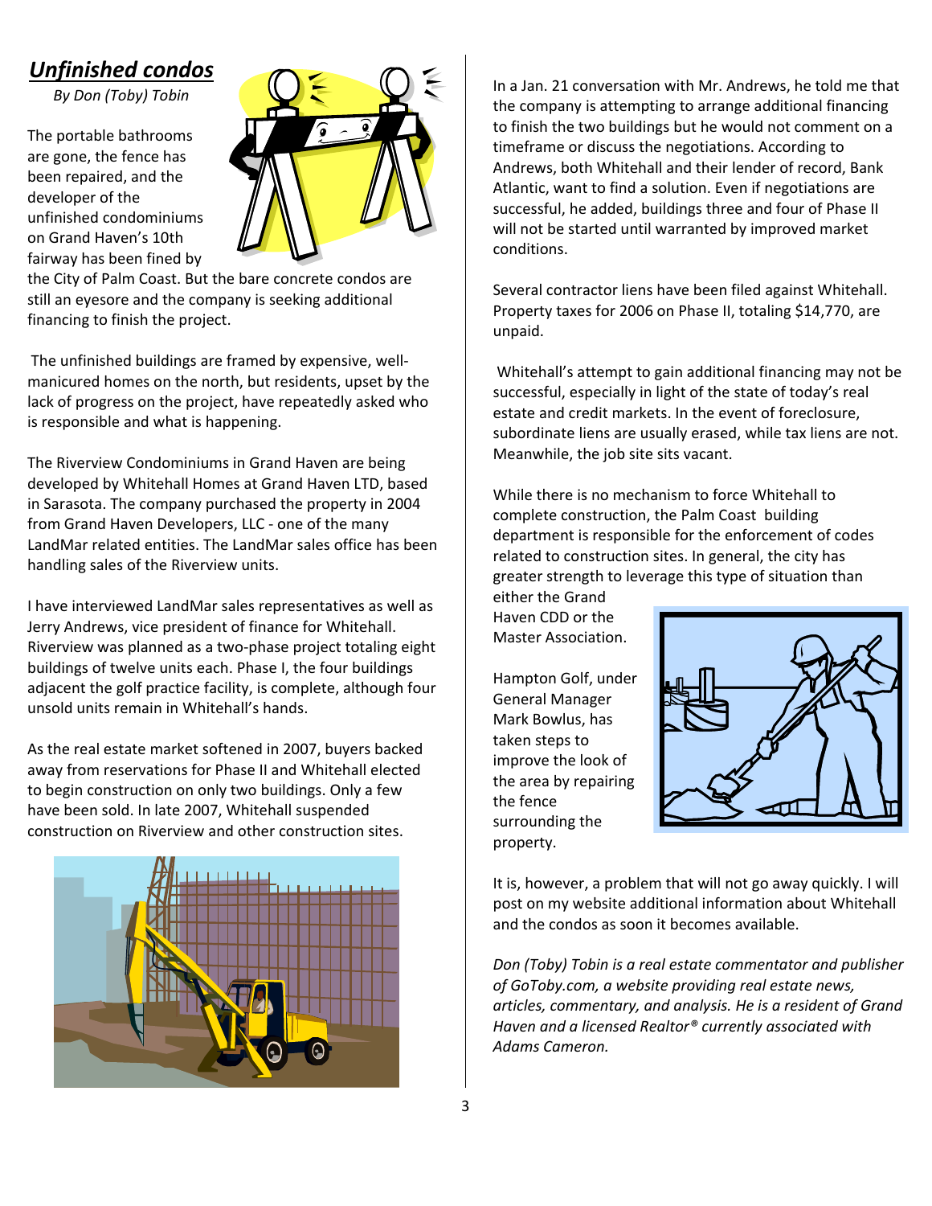## *Unfinished condos*

*By Don (Toby) Tobin*

The portable bathrooms are gone, the fence has been repaired, and the developer of the unfinished condominiums on Grand Haven's 10th fairway has been fined by the City of Palm Coast. But the bare concrete condos are still an eyesore and the company is seeking additional financing to finish the project.

The unfinished buildings are framed by expensive, well-manicured homes on the north, but residents, upset by the lack of progress on the project, have repeatedly asked who is responsible and what is happening.

The Riverview Condominiums in Grand Haven are being developed by Whitehall Homes at Grand Haven LTD, based in Sarasota. The company purchased the property in 2004 from Grand Haven Developers, LLC - one of the many LandMar related entities. The LandMar sales office has been handling sales of the Riverview units.

I have interviewed LandMar sales representatives as well as Jerry Andrews, vice president of finance for Whitehall. Riverview was planned as a two-phase project totaling eight buildings of twelve units each. Phase I, the four buildings adjacent the golf practice facility, is complete, although four unsold units remain in Whitehall's hands.

As the real estate market softened in 2007, buyers backed away from reservations for Phase II and Whitehall elected to begin construction on only two buildings. Only a few have been sold. In late 2007, Whitehall suspended construction on Riverview and other construction sites.

In a Jan. 21 conversation with Mr. Andrews, he told me that the company is attempting to arrange additional financing to finish the two buildings but he would not comment on a timeframe or discuss the negotiations. According to Andrews, both Whitehall and their lender of record, Bank Atlantic, want to find a solution. Even if negotiations are successful, he added, buildings three and four of Phase II will not be started until warranted by improved market conditions.

Several contractor liens have been filed against Whitehall. Property taxes for 2006 on Phase II, totaling $14,770, are unpaid.

Whitehall's attempt to gain additional financing may not be successful, especially in light of the state of today's real estate and credit markets. In the event of foreclosure, subordinate liens are usually erased, while tax liens are not. Meanwhile, the job site sits vacant.

While there is no mechanism to force Whitehall to complete construction, the Palm Coast building department is responsible for the enforcement of codes related to construction sites. In general, the city has greater strength to leverage this type of situation than either the Grand Haven CDD or the Master Association.

Hampton Golf, under General Manager Mark Bowlus, has taken steps to improve the look of the area by repairing the fence surrounding the property.

It is, however, a problem that will not go away quickly. I will post on my website additional information about Whitehall and the condos as soon it becomes available.

*Don (Toby) Tobin is a real estate commentator and publisher of GoToby.com, a website providing real estate news, articles, commentary, and analysis. He is a resident of Grand Haven and a licensed Realtor® currently associated with Adams Cameron.*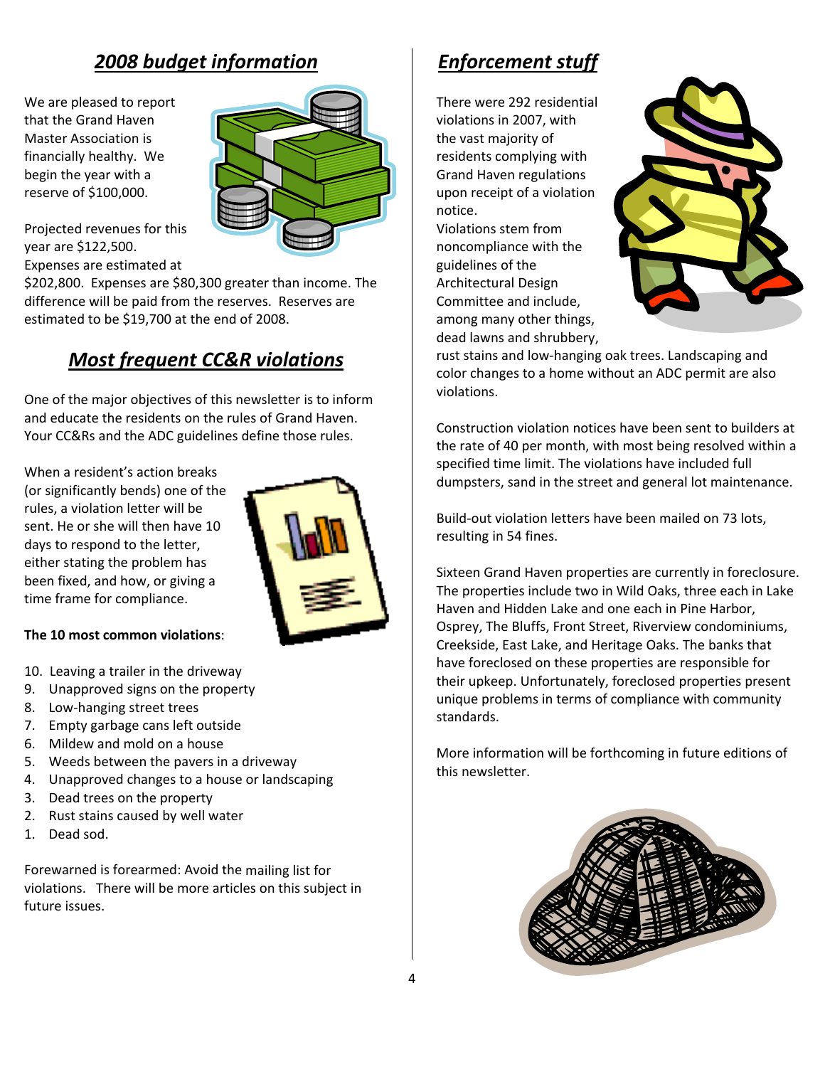## 2008 budget information

We are pleased to report that the Grand Haven Master Association is financially healthy. We begin the year with a reserve of $100,000.

Projected revenues for this year are $122,500. Expenses are estimated at $202,800. Expenses are $80,300 greater than income. The difference will be paid from the reserves. Reserves are estimated to be $19,700 at the end of 2008.

## Most frequent CC&R violations

One of the major objectives of this newsletter is to inform and educate the residents on the rules of Grand Haven. Your CC&Rs and the ADC guidelines define those rules.

When a resident's action breaks (or significantly bends) one of the rules, a violation letter will be sent. He or she will then have 10 days to respond to the letter, either stating the problem has been fixed, and how, or giving a time frame for compliance.

**The 10 most common violations**:

10. Leaving a trailer in the driveway
9. Unapproved signs on the property
8. Low-hanging street trees
7. Empty garbage cans left outside
6. Mildew and mold on a house
5. Weeds between the pavers in a driveway
4. Unapproved changes to a house or landscaping
3. Dead trees on the property
2. Rust stains caused by well water
1. Dead sod.

Forewarned is forearmed: Avoid the mailing list for violations. There will be more articles on this subject in future issues.

## Enforcement stuff

There were 292 residential violations in 2007, with the vast majority of residents complying with Grand Haven regulations upon receipt of a violation notice.

Violations stem from noncompliance with the guidelines of the Architectural Design Committee and include, among many other things, dead lawns and shrubbery, rust stains and low-hanging oak trees. Landscaping and color changes to a home without an ADC permit are also violations.

Construction violation notices have been sent to builders at the rate of 40 per month, with most being resolved within a specified time limit. The violations have included full dumpsters, sand in the street and general lot maintenance.

Build-out violation letters have been mailed on 73 lots, resulting in 54 fines.

Sixteen Grand Haven properties are currently in foreclosure. The properties include two in Wild Oaks, three each in Lake Haven and Hidden Lake and one each in Pine Harbor, Osprey, The Bluffs, Front Street, Riverview condominiums, Creekside, East Lake, and Heritage Oaks. The banks that have foreclosed on these properties are responsible for their upkeep. Unfortunately, foreclosed properties present unique problems in terms of compliance with community standards.

More information will be forthcoming in future editions of this newsletter.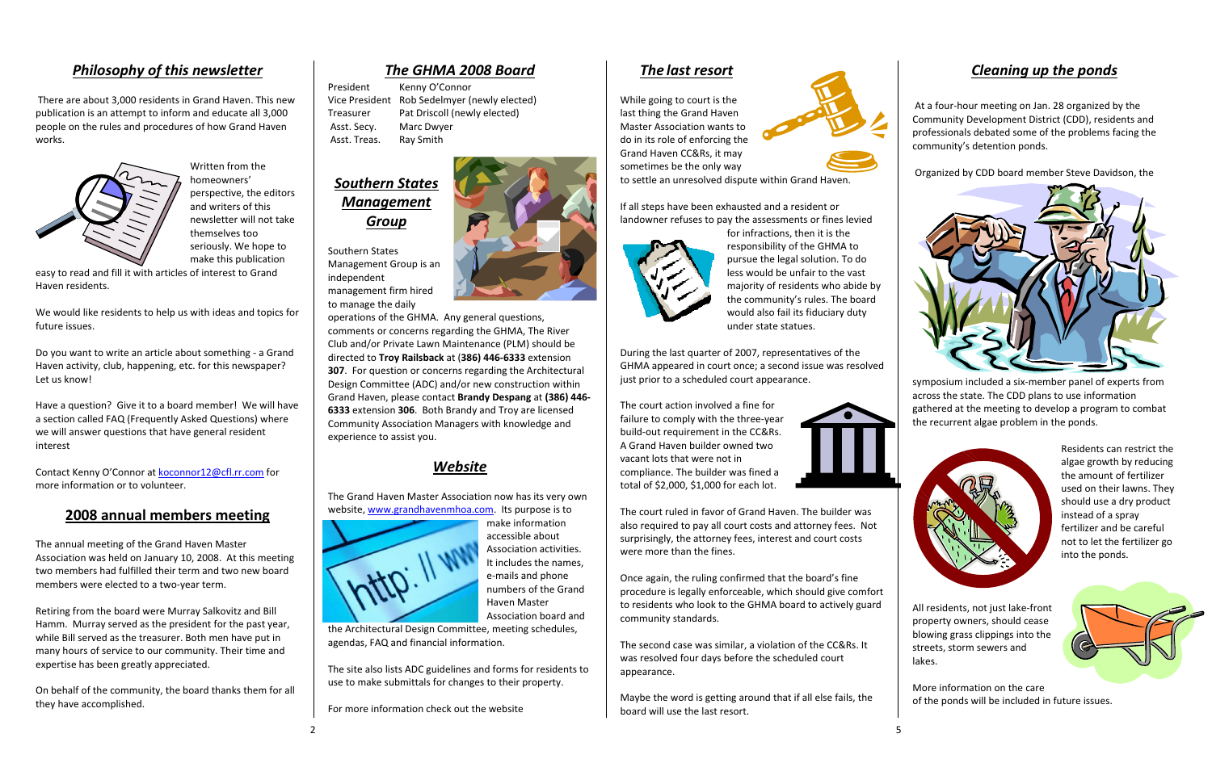## *Philosophy of this newsletter*

There are about 3,000 residents in Grand Haven. This new publication is an attempt to inform and educate all 3,000 people on the rules and procedures of how Grand Haven works.

Written from the homeowners' perspective, the editors and writers of this newsletter will not take themselves too seriously. We hope to make this publication easy to read and fill it with articles of interest to Grand Haven residents.

We would like residents to help us with ideas and topics for future issues.

Do you want to write an article about something - a Grand Haven activity, club, happening, etc. for this newspaper? Let us know!

Have a question? Give it to a board member! We will have a section called FAQ (Frequently Asked Questions) where we will answer questions that have general resident interest

Contact Kenny O'Connor at koconnor12@cfl.rr.com for more information or to volunteer.

## 2008 annual members meeting

The annual meeting of the Grand Haven Master Association was held on January 10, 2008. At this meeting two members had fulfilled their term and two new board members were elected to a two-year term.

Retiring from the board were Murray Salkovitz and Bill Hamm. Murray served as the president for the past year, while Bill served as the treasurer. Both men have put in many hours of service to our community. Their time and expertise has been greatly appreciated.

On behalf of the community, the board thanks them for all they have accomplished.

## *The GHMA 2008 Board*

| | |
|---|---|
| President | Kenny O'Connor |
| Vice President | Rob Sedelmyer (newly elected) |
| Treasurer | Pat Driscoll (newly elected) |
| Asst. Secy. | Marc Dwyer |
| Asst. Treas. | Ray Smith |

## *Southern States Management Group*

Southern States Management Group is an independent management firm hired to manage the daily operations of the GHMA. Any general questions, comments or concerns regarding the GHMA, The River Club and/or Private Lawn Maintenance (PLM) should be directed to **Troy Railsback** at **(386) 446-6333** extension **307**. For question or concerns regarding the Architectural Design Committee (ADC) and/or new construction within Grand Haven, please contact **Brandy Despang** at **(386) 446-6333** extension **306**. Both Brandy and Troy are licensed Community Association Managers with knowledge and experience to assist you.

## *Website*

The Grand Haven Master Association now has its very own website, www.grandhavenmhoa.com. Its purpose is to make information accessible about Association activities. It includes the names, e-mails and phone numbers of the Grand Haven Master Association board and the Architectural Design Committee, meeting schedules, agendas, FAQ and financial information.

The site also lists ADC guidelines and forms for residents to use to make submittals for changes to their property.

For more information check out the website

## *The last resort*

While going to court is the last thing the Grand Haven Master Association wants to do in its role of enforcing the Grand Haven CC&Rs, it may sometimes be the only way to settle an unresolved dispute within Grand Haven.

If all steps have been exhausted and a resident or landowner refuses to pay the assessments or fines levied for infractions, then it is the responsibility of the GHMA to pursue the legal solution. To do less would be unfair to the vast majority of residents who abide by the community's rules. The board would also fail its fiduciary duty under state statues.

During the last quarter of 2007, representatives of the GHMA appeared in court once; a second issue was resolved just prior to a scheduled court appearance.

The court action involved a fine for failure to comply with the three-year build-out requirement in the CC&Rs. A Grand Haven builder owned two vacant lots that were not in compliance. The builder was fined a total of $2,000, $1,000 for each lot.

The court ruled in favor of Grand Haven. The builder was also required to pay all court costs and attorney fees. Not surprisingly, the attorney fees, interest and court costs were more than the fines.

Once again, the ruling confirmed that the board's fine procedure is legally enforceable, which should give comfort to residents who look to the GHMA board to actively guard community standards.

The second case was similar, a violation of the CC&Rs. It was resolved four days before the scheduled court appearance.

Maybe the word is getting around that if all else fails, the board will use the last resort.

## *Cleaning up the ponds*

At a four-hour meeting on Jan. 28 organized by the Community Development District (CDD), residents and professionals debated some of the problems facing the community's detention ponds.

Organized by CDD board member Steve Davidson, the symposium included a six-member panel of experts from across the state. The CDD plans to use information gathered at the meeting to develop a program to combat the recurrent algae problem in the ponds.

Residents can restrict the algae growth by reducing the amount of fertilizer used on their lawns. They should use a dry product instead of a spray fertilizer and be careful not to let the fertilizer go into the ponds.

All residents, not just lake-front property owners, should cease blowing grass clippings into the streets, storm sewers and lakes.

More information on the care of the ponds will be included in future issues.